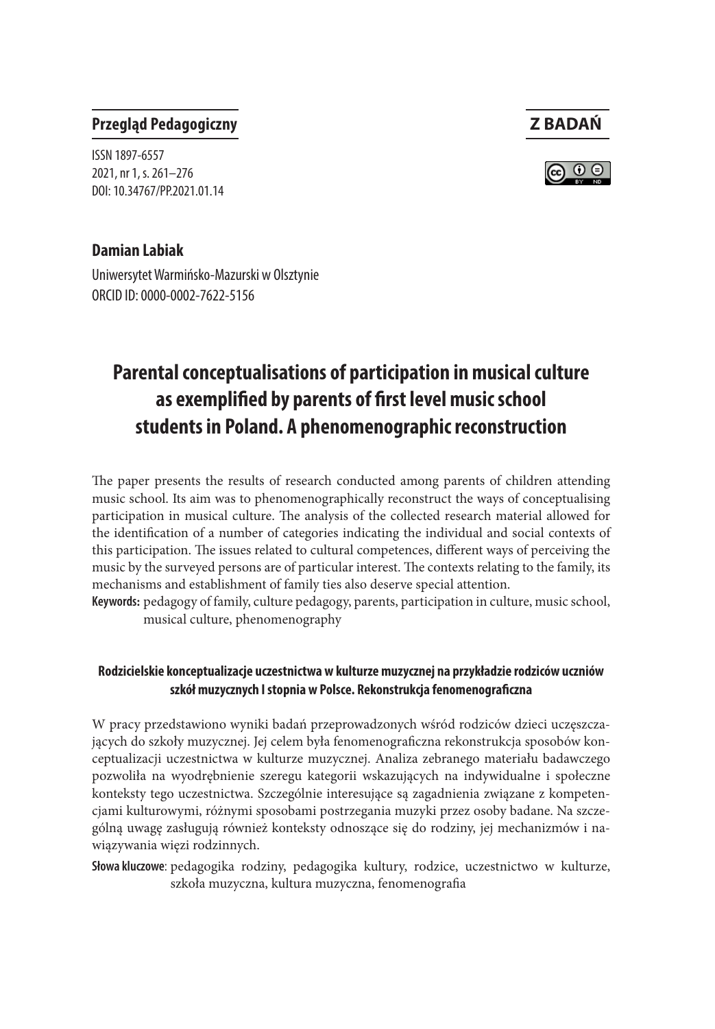**Przegląd Pedagogiczny**

ISSN 1897-6557
2021, nr 1, s. 261–276
DOI: 10.34767/PP.2021.01.14

**Z BADAŃ**

**Damian Labiak**

Uniwersytet Warmińsko-Mazurski w Olsztynie
ORCID ID: 0000-0002-7622-5156

# Parental conceptualisations of participation in musical culture as exemplified by parents of first level music school students in Poland. A phenomenographic reconstruction

The paper presents the results of research conducted among parents of children attending music school. Its aim was to phenomenographically reconstruct the ways of conceptualising participation in musical culture. The analysis of the collected research material allowed for the identification of a number of categories indicating the individual and social contexts of this participation. The issues related to cultural competences, different ways of perceiving the music by the surveyed persons are of particular interest. The contexts relating to the family, its mechanisms and establishment of family ties also deserve special attention.

**Keywords:** pedagogy of family, culture pedagogy, parents, participation in culture, music school, musical culture, phenomenography

### Rodzicielskie konceptualizacje uczestnictwa w kulturze muzycznej na przykładzie rodziców uczniów szkół muzycznych I stopnia w Polsce. Rekonstrukcja fenomenograficzna

W pracy przedstawiono wyniki badań przeprowadzonych wśród rodziców dzieci uczęszczających do szkoły muzycznej. Jej celem była fenomenograficzna rekonstrukcja sposobów konceptualizacji uczestnictwa w kulturze muzycznej. Analiza zebranego materiału badawczego pozwoliła na wyodrębnienie szeregu kategorii wskazujących na indywidualne i społeczne konteksty tego uczestnictwa. Szczególnie interesujące są zagadnienia związane z kompetencjami kulturowymi, różnymi sposobami postrzegania muzyki przez osoby badane. Na szczególną uwagę zasługują również konteksty odnoszące się do rodziny, jej mechanizmów i nawiązywania więzi rodzinnych.

**Słowa kluczowe**: pedagogika rodziny, pedagogika kultury, rodzice, uczestnictwo w kulturze, szkoła muzyczna, kultura muzyczna, fenomenografia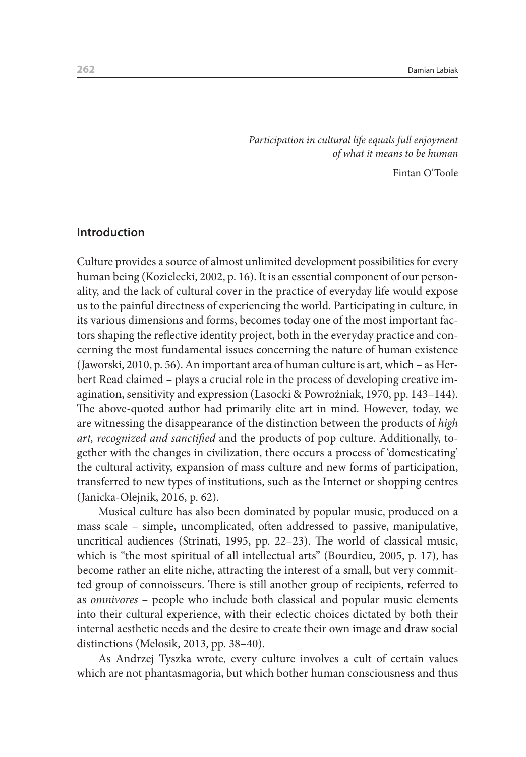*Participation in cultural life equals full enjoyment of what it means to be human*

Fintan O'Toole

## Introduction

Culture provides a source of almost unlimited development possibilities for every human being (Kozielecki, 2002, p. 16). It is an essential component of our personality, and the lack of cultural cover in the practice of everyday life would expose us to the painful directness of experiencing the world. Participating in culture, in its various dimensions and forms, becomes today one of the most important factors shaping the reflective identity project, both in the everyday practice and concerning the most fundamental issues concerning the nature of human existence (Jaworski, 2010, p. 56). An important area of human culture is art, which – as Herbert Read claimed – plays a crucial role in the process of developing creative imagination, sensitivity and expression (Lasocki & Powroźniak, 1970, pp. 143–144). The above-quoted author had primarily elite art in mind. However, today, we are witnessing the disappearance of the distinction between the products of *high art, recognized and sanctified* and the products of pop culture. Additionally, together with the changes in civilization, there occurs a process of 'domesticating' the cultural activity, expansion of mass culture and new forms of participation, transferred to new types of institutions, such as the Internet or shopping centres (Janicka-Olejnik, 2016, p. 62).

Musical culture has also been dominated by popular music, produced on a mass scale – simple, uncomplicated, often addressed to passive, manipulative, uncritical audiences (Strinati, 1995, pp. 22–23). The world of classical music, which is "the most spiritual of all intellectual arts" (Bourdieu, 2005, p. 17), has become rather an elite niche, attracting the interest of a small, but very committed group of connoisseurs. There is still another group of recipients, referred to as *omnivores* – people who include both classical and popular music elements into their cultural experience, with their eclectic choices dictated by both their internal aesthetic needs and the desire to create their own image and draw social distinctions (Melosik, 2013, pp. 38–40).

As Andrzej Tyszka wrote, every culture involves a cult of certain values which are not phantasmagoria, but which bother human consciousness and thus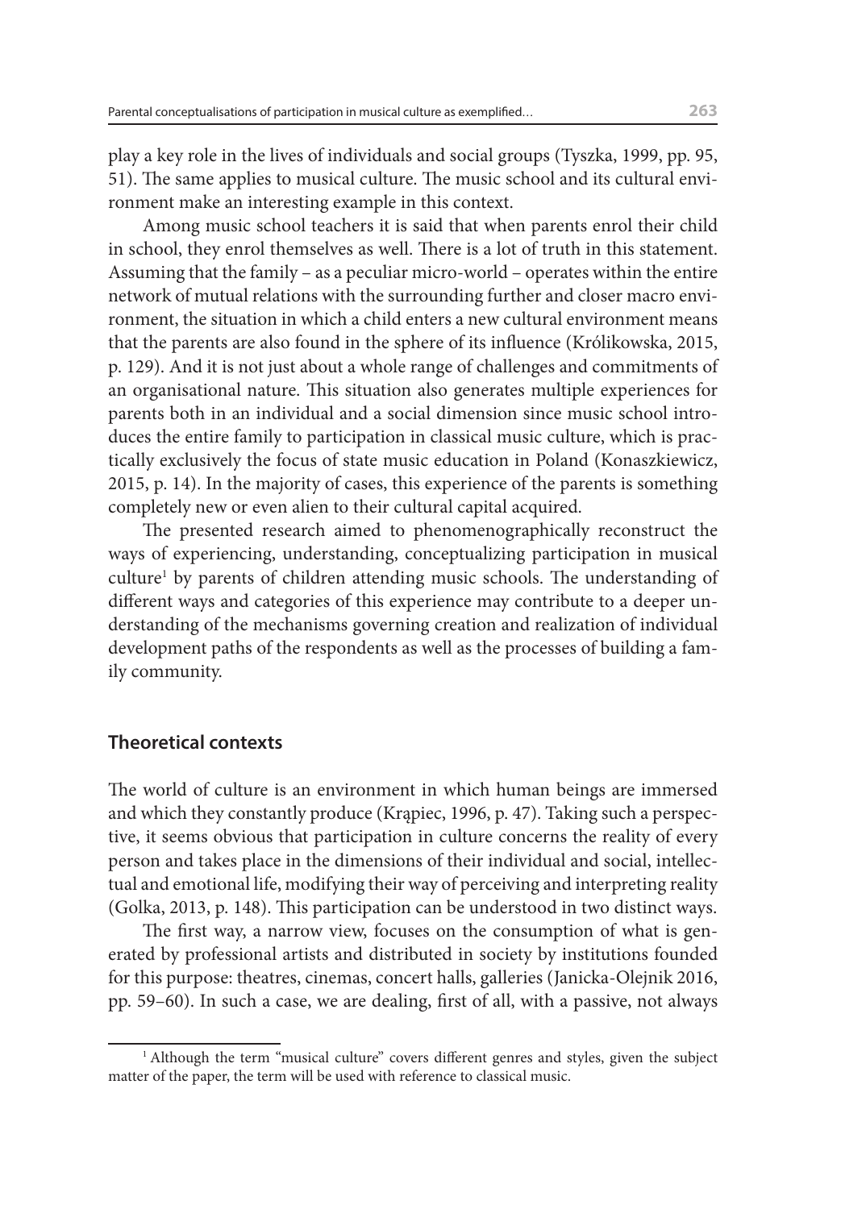play a key role in the lives of individuals and social groups (Tyszka, 1999, pp. 95, 51). The same applies to musical culture. The music school and its cultural environment make an interesting example in this context.

Among music school teachers it is said that when parents enrol their child in school, they enrol themselves as well. There is a lot of truth in this statement. Assuming that the family – as a peculiar micro-world – operates within the entire network of mutual relations with the surrounding further and closer macro environment, the situation in which a child enters a new cultural environment means that the parents are also found in the sphere of its influence (Królikowska, 2015, p. 129). And it is not just about a whole range of challenges and commitments of an organisational nature. This situation also generates multiple experiences for parents both in an individual and a social dimension since music school introduces the entire family to participation in classical music culture, which is practically exclusively the focus of state music education in Poland (Konaszkiewicz, 2015, p. 14). In the majority of cases, this experience of the parents is something completely new or even alien to their cultural capital acquired.

The presented research aimed to phenomenographically reconstruct the ways of experiencing, understanding, conceptualizing participation in musical culture[1] by parents of children attending music schools. The understanding of different ways and categories of this experience may contribute to a deeper understanding of the mechanisms governing creation and realization of individual development paths of the respondents as well as the processes of building a family community.

## Theoretical contexts

The world of culture is an environment in which human beings are immersed and which they constantly produce (Krąpiec, 1996, p. 47). Taking such a perspective, it seems obvious that participation in culture concerns the reality of every person and takes place in the dimensions of their individual and social, intellectual and emotional life, modifying their way of perceiving and interpreting reality (Golka, 2013, p. 148). This participation can be understood in two distinct ways.

The first way, a narrow view, focuses on the consumption of what is generated by professional artists and distributed in society by institutions founded for this purpose: theatres, cinemas, concert halls, galleries (Janicka-Olejnik 2016, pp. 59–60). In such a case, we are dealing, first of all, with a passive, not always

[1] Although the term "musical culture" covers different genres and styles, given the subject matter of the paper, the term will be used with reference to classical music.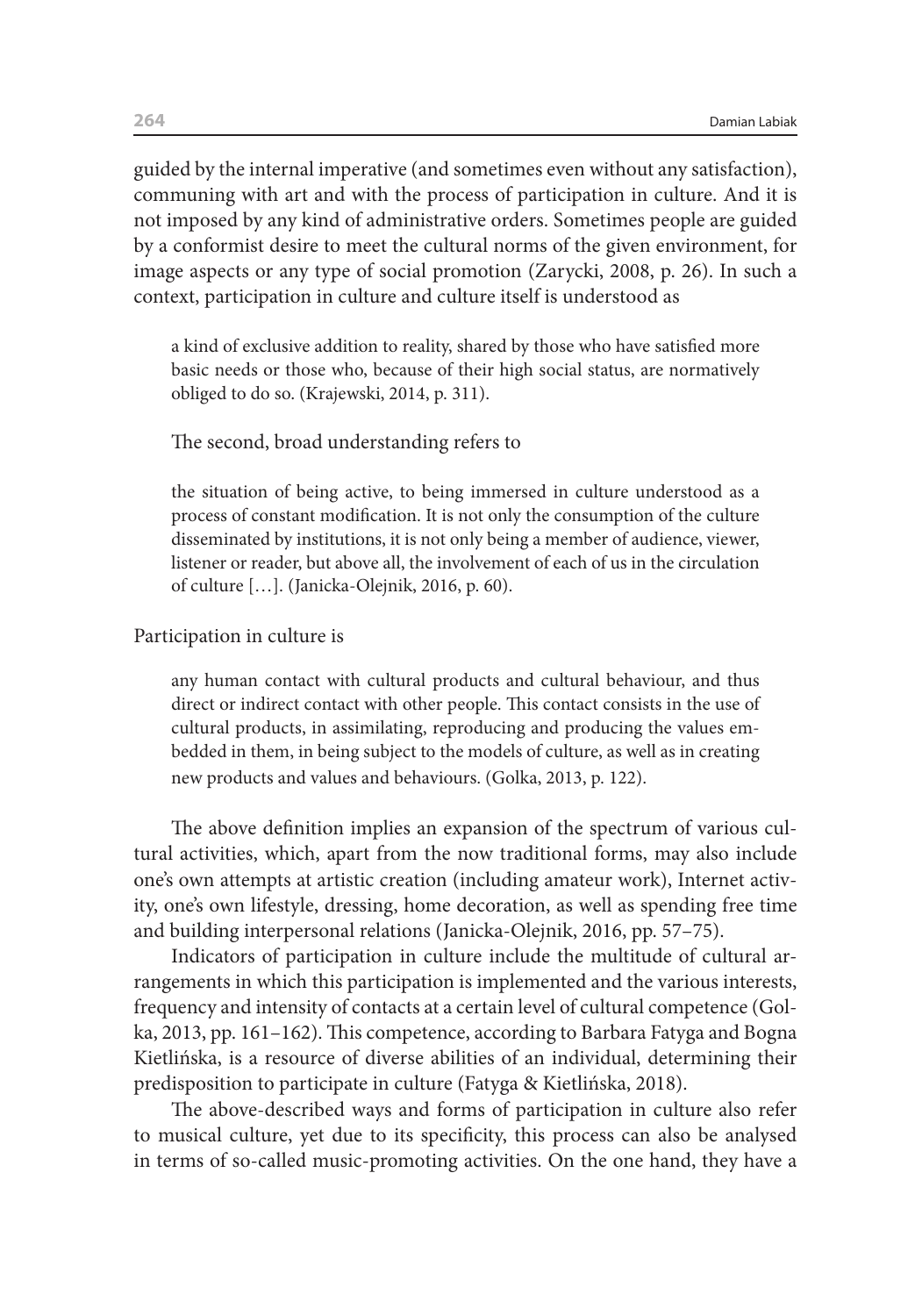guided by the internal imperative (and sometimes even without any satisfaction), communing with art and with the process of participation in culture. And it is not imposed by any kind of administrative orders. Sometimes people are guided by a conformist desire to meet the cultural norms of the given environment, for image aspects or any type of social promotion (Zarycki, 2008, p. 26). In such a context, participation in culture and culture itself is understood as

> a kind of exclusive addition to reality, shared by those who have satisfied more basic needs or those who, because of their high social status, are normatively obliged to do so. (Krajewski, 2014, p. 311).

The second, broad understanding refers to

> the situation of being active, to being immersed in culture understood as a process of constant modification. It is not only the consumption of the culture disseminated by institutions, it is not only being a member of audience, viewer, listener or reader, but above all, the involvement of each of us in the circulation of culture […]. (Janicka-Olejnik, 2016, p. 60).

Participation in culture is

> any human contact with cultural products and cultural behaviour, and thus direct or indirect contact with other people. This contact consists in the use of cultural products, in assimilating, reproducing and producing the values embedded in them, in being subject to the models of culture, as well as in creating new products and values and behaviours. (Golka, 2013, p. 122).

The above definition implies an expansion of the spectrum of various cultural activities, which, apart from the now traditional forms, may also include one's own attempts at artistic creation (including amateur work), Internet activity, one's own lifestyle, dressing, home decoration, as well as spending free time and building interpersonal relations (Janicka-Olejnik, 2016, pp. 57–75).

Indicators of participation in culture include the multitude of cultural arrangements in which this participation is implemented and the various interests, frequency and intensity of contacts at a certain level of cultural competence (Golka, 2013, pp. 161–162). This competence, according to Barbara Fatyga and Bogna Kietlińska, is a resource of diverse abilities of an individual, determining their predisposition to participate in culture (Fatyga & Kietlińska, 2018).

The above-described ways and forms of participation in culture also refer to musical culture, yet due to its specificity, this process can also be analysed in terms of so-called music-promoting activities. On the one hand, they have a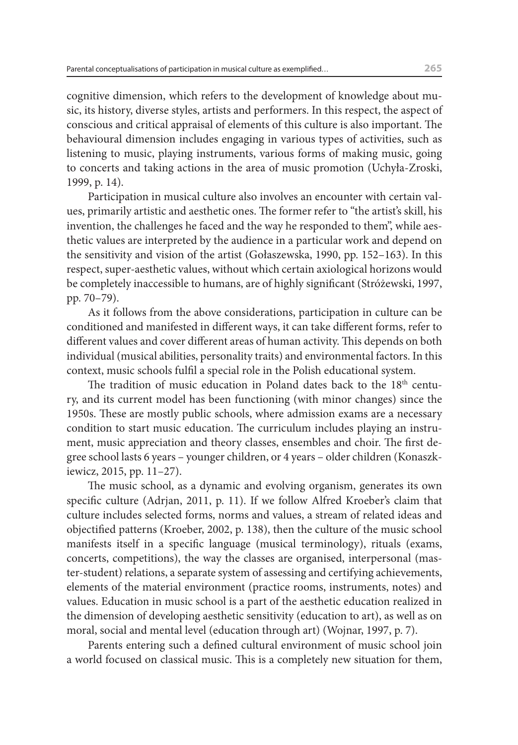cognitive dimension, which refers to the development of knowledge about music, its history, diverse styles, artists and performers. In this respect, the aspect of conscious and critical appraisal of elements of this culture is also important. The behavioural dimension includes engaging in various types of activities, such as listening to music, playing instruments, various forms of making music, going to concerts and taking actions in the area of music promotion (Uchyła-Zroski, 1999, p. 14).

Participation in musical culture also involves an encounter with certain values, primarily artistic and aesthetic ones. The former refer to "the artist's skill, his invention, the challenges he faced and the way he responded to them", while aesthetic values are interpreted by the audience in a particular work and depend on the sensitivity and vision of the artist (Gołaszewska, 1990, pp. 152–163). In this respect, super-aesthetic values, without which certain axiological horizons would be completely inaccessible to humans, are of highly significant (Stróżewski, 1997, pp. 70–79).

As it follows from the above considerations, participation in culture can be conditioned and manifested in different ways, it can take different forms, refer to different values and cover different areas of human activity. This depends on both individual (musical abilities, personality traits) and environmental factors. In this context, music schools fulfil a special role in the Polish educational system.

The tradition of music education in Poland dates back to the 18th century, and its current model has been functioning (with minor changes) since the 1950s. These are mostly public schools, where admission exams are a necessary condition to start music education. The curriculum includes playing an instrument, music appreciation and theory classes, ensembles and choir. The first degree school lasts 6 years – younger children, or 4 years – older children (Konaszkiewicz, 2015, pp. 11–27).

The music school, as a dynamic and evolving organism, generates its own specific culture (Adrjan, 2011, p. 11). If we follow Alfred Kroeber's claim that culture includes selected forms, norms and values, a stream of related ideas and objectified patterns (Kroeber, 2002, p. 138), then the culture of the music school manifests itself in a specific language (musical terminology), rituals (exams, concerts, competitions), the way the classes are organised, interpersonal (master-student) relations, a separate system of assessing and certifying achievements, elements of the material environment (practice rooms, instruments, notes) and values. Education in music school is a part of the aesthetic education realized in the dimension of developing aesthetic sensitivity (education to art), as well as on moral, social and mental level (education through art) (Wojnar, 1997, p. 7).

Parents entering such a defined cultural environment of music school join a world focused on classical music. This is a completely new situation for them,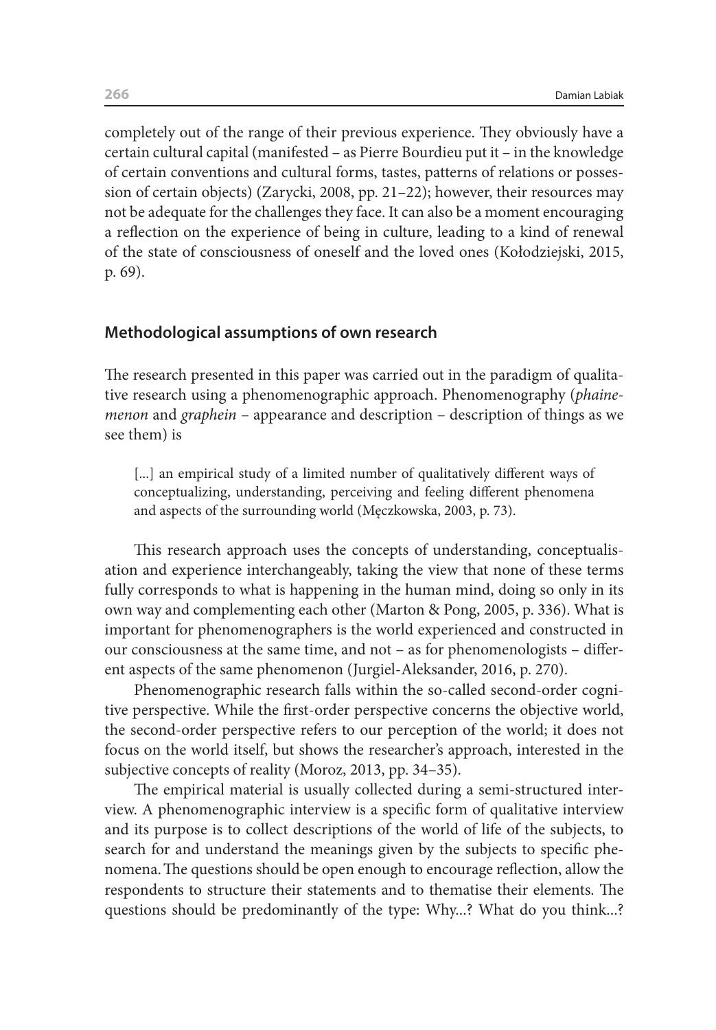completely out of the range of their previous experience. They obviously have a certain cultural capital (manifested – as Pierre Bourdieu put it – in the knowledge of certain conventions and cultural forms, tastes, patterns of relations or possession of certain objects) (Zarycki, 2008, pp. 21–22); however, their resources may not be adequate for the challenges they face. It can also be a moment encouraging a reflection on the experience of being in culture, leading to a kind of renewal of the state of consciousness of oneself and the loved ones (Kołodziejski, 2015, p. 69).

## Methodological assumptions of own research

The research presented in this paper was carried out in the paradigm of qualitative research using a phenomenographic approach. Phenomenography (*phainemenon* and *graphein* – appearance and description – description of things as we see them) is

> [...] an empirical study of a limited number of qualitatively different ways of conceptualizing, understanding, perceiving and feeling different phenomena and aspects of the surrounding world (Męczkowska, 2003, p. 73).

This research approach uses the concepts of understanding, conceptualisation and experience interchangeably, taking the view that none of these terms fully corresponds to what is happening in the human mind, doing so only in its own way and complementing each other (Marton & Pong, 2005, p. 336). What is important for phenomenographers is the world experienced and constructed in our consciousness at the same time, and not – as for phenomenologists – different aspects of the same phenomenon (Jurgiel-Aleksander, 2016, p. 270).

Phenomenographic research falls within the so-called second-order cognitive perspective. While the first-order perspective concerns the objective world, the second-order perspective refers to our perception of the world; it does not focus on the world itself, but shows the researcher's approach, interested in the subjective concepts of reality (Moroz, 2013, pp. 34–35).

The empirical material is usually collected during a semi-structured interview. A phenomenographic interview is a specific form of qualitative interview and its purpose is to collect descriptions of the world of life of the subjects, to search for and understand the meanings given by the subjects to specific phenomena. The questions should be open enough to encourage reflection, allow the respondents to structure their statements and to thematise their elements. The questions should be predominantly of the type: Why...? What do you think...?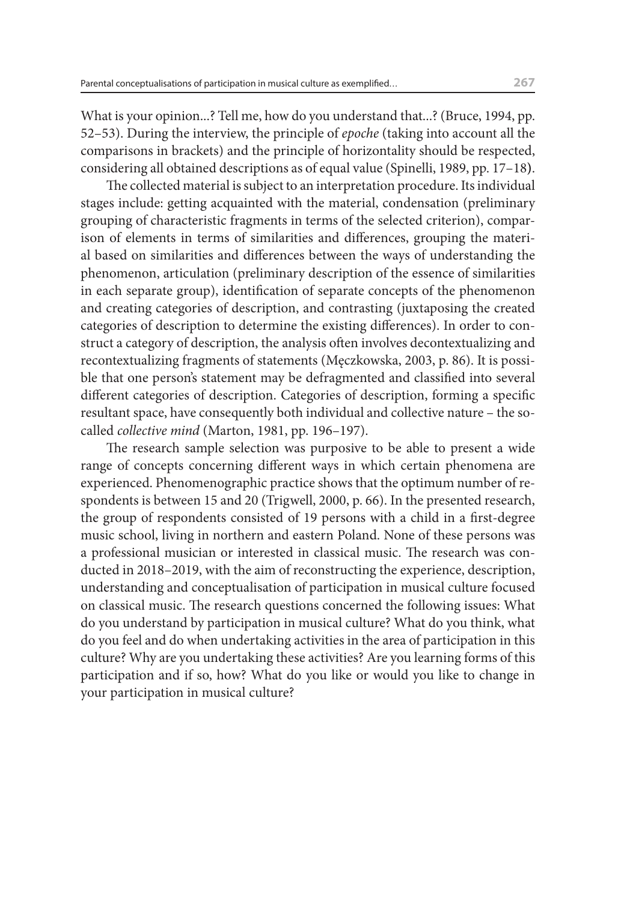What is your opinion...? Tell me, how do you understand that...? (Bruce, 1994, pp. 52–53). During the interview, the principle of *epoche* (taking into account all the comparisons in brackets) and the principle of horizontality should be respected, considering all obtained descriptions as of equal value (Spinelli, 1989, pp. 17–18).

The collected material is subject to an interpretation procedure. Its individual stages include: getting acquainted with the material, condensation (preliminary grouping of characteristic fragments in terms of the selected criterion), comparison of elements in terms of similarities and differences, grouping the material based on similarities and differences between the ways of understanding the phenomenon, articulation (preliminary description of the essence of similarities in each separate group), identification of separate concepts of the phenomenon and creating categories of description, and contrasting (juxtaposing the created categories of description to determine the existing differences). In order to construct a category of description, the analysis often involves decontextualizing and recontextualizing fragments of statements (Męczkowska, 2003, p. 86). It is possible that one person's statement may be defragmented and classified into several different categories of description. Categories of description, forming a specific resultant space, have consequently both individual and collective nature – the so-called *collective mind* (Marton, 1981, pp. 196–197).

The research sample selection was purposive to be able to present a wide range of concepts concerning different ways in which certain phenomena are experienced. Phenomenographic practice shows that the optimum number of respondents is between 15 and 20 (Trigwell, 2000, p. 66). In the presented research, the group of respondents consisted of 19 persons with a child in a first-degree music school, living in northern and eastern Poland. None of these persons was a professional musician or interested in classical music. The research was conducted in 2018–2019, with the aim of reconstructing the experience, description, understanding and conceptualisation of participation in musical culture focused on classical music. The research questions concerned the following issues: What do you understand by participation in musical culture? What do you think, what do you feel and do when undertaking activities in the area of participation in this culture? Why are you undertaking these activities? Are you learning forms of this participation and if so, how? What do you like or would you like to change in your participation in musical culture?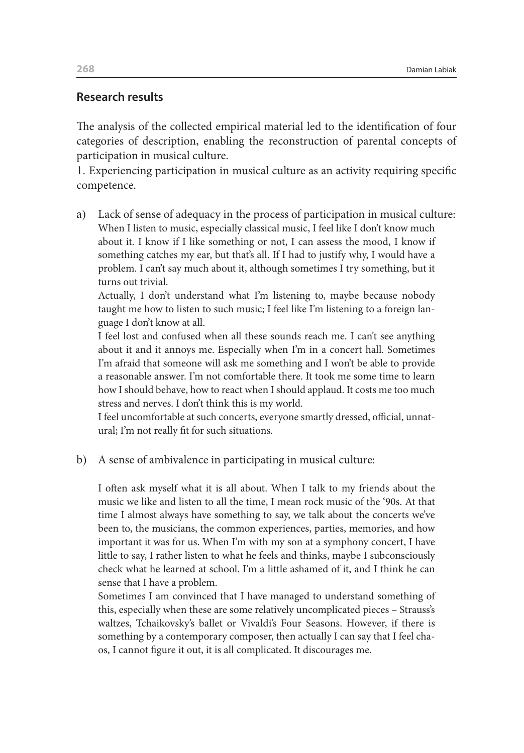## Research results

The analysis of the collected empirical material led to the identification of four categories of description, enabling the reconstruction of parental concepts of participation in musical culture.

1. Experiencing participation in musical culture as an activity requiring specific competence.

a) Lack of sense of adequacy in the process of participation in musical culture:

When I listen to music, especially classical music, I feel like I don't know much about it. I know if I like something or not, I can assess the mood, I know if something catches my ear, but that's all. If I had to justify why, I would have a problem. I can't say much about it, although sometimes I try something, but it turns out trivial.

Actually, I don't understand what I'm listening to, maybe because nobody taught me how to listen to such music; I feel like I'm listening to a foreign language I don't know at all.

I feel lost and confused when all these sounds reach me. I can't see anything about it and it annoys me. Especially when I'm in a concert hall. Sometimes I'm afraid that someone will ask me something and I won't be able to provide a reasonable answer. I'm not comfortable there. It took me some time to learn how I should behave, how to react when I should applaud. It costs me too much stress and nerves. I don't think this is my world.

I feel uncomfortable at such concerts, everyone smartly dressed, official, unnatural; I'm not really fit for such situations.

b) A sense of ambivalence in participating in musical culture:

I often ask myself what it is all about. When I talk to my friends about the music we like and listen to all the time, I mean rock music of the '90s. At that time I almost always have something to say, we talk about the concerts we've been to, the musicians, the common experiences, parties, memories, and how important it was for us. When I'm with my son at a symphony concert, I have little to say, I rather listen to what he feels and thinks, maybe I subconsciously check what he learned at school. I'm a little ashamed of it, and I think he can sense that I have a problem.

Sometimes I am convinced that I have managed to understand something of this, especially when these are some relatively uncomplicated pieces – Strauss's waltzes, Tchaikovsky's ballet or Vivaldi's Four Seasons. However, if there is something by a contemporary composer, then actually I can say that I feel chaos, I cannot figure it out, it is all complicated. It discourages me.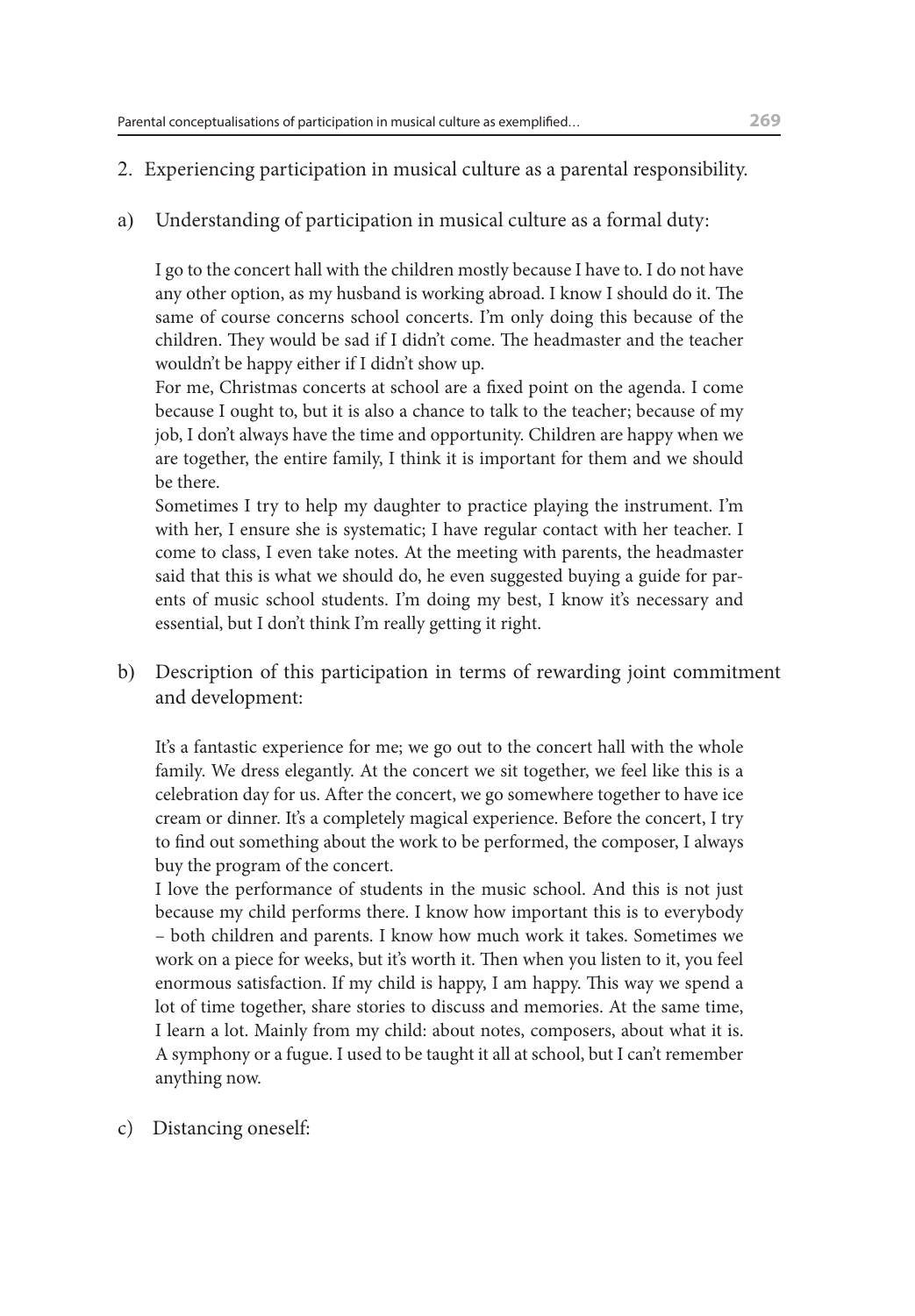2. Experiencing participation in musical culture as a parental responsibility.

a) Understanding of participation in musical culture as a formal duty:

> I go to the concert hall with the children mostly because I have to. I do not have any other option, as my husband is working abroad. I know I should do it. The same of course concerns school concerts. I'm only doing this because of the children. They would be sad if I didn't come. The headmaster and the teacher wouldn't be happy either if I didn't show up.
>
> For me, Christmas concerts at school are a fixed point on the agenda. I come because I ought to, but it is also a chance to talk to the teacher; because of my job, I don't always have the time and opportunity. Children are happy when we are together, the entire family, I think it is important for them and we should be there.
>
> Sometimes I try to help my daughter to practice playing the instrument. I'm with her, I ensure she is systematic; I have regular contact with her teacher. I come to class, I even take notes. At the meeting with parents, the headmaster said that this is what we should do, he even suggested buying a guide for parents of music school students. I'm doing my best, I know it's necessary and essential, but I don't think I'm really getting it right.

b) Description of this participation in terms of rewarding joint commitment and development:

> It's a fantastic experience for me; we go out to the concert hall with the whole family. We dress elegantly. At the concert we sit together, we feel like this is a celebration day for us. After the concert, we go somewhere together to have ice cream or dinner. It's a completely magical experience. Before the concert, I try to find out something about the work to be performed, the composer, I always buy the program of the concert.
>
> I love the performance of students in the music school. And this is not just because my child performs there. I know how important this is to everybody – both children and parents. I know how much work it takes. Sometimes we work on a piece for weeks, but it's worth it. Then when you listen to it, you feel enormous satisfaction. If my child is happy, I am happy. This way we spend a lot of time together, share stories to discuss and memories. At the same time, I learn a lot. Mainly from my child: about notes, composers, about what it is. A symphony or a fugue. I used to be taught it all at school, but I can't remember anything now.

c) Distancing oneself: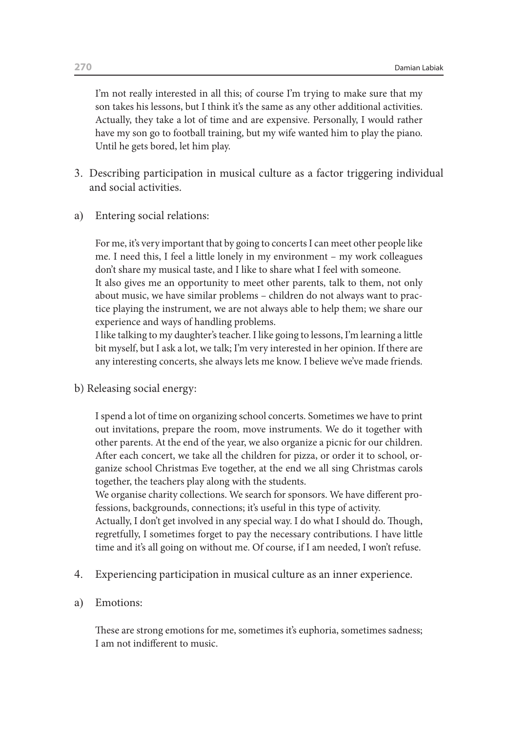I'm not really interested in all this; of course I'm trying to make sure that my son takes his lessons, but I think it's the same as any other additional activities. Actually, they take a lot of time and are expensive. Personally, I would rather have my son go to football training, but my wife wanted him to play the piano. Until he gets bored, let him play.

3. Describing participation in musical culture as a factor triggering individual and social activities.

a) Entering social relations:

For me, it's very important that by going to concerts I can meet other people like me. I need this, I feel a little lonely in my environment – my work colleagues don't share my musical taste, and I like to share what I feel with someone.
It also gives me an opportunity to meet other parents, talk to them, not only about music, we have similar problems – children do not always want to practice playing the instrument, we are not always able to help them; we share our experience and ways of handling problems.
I like talking to my daughter's teacher. I like going to lessons, I'm learning a little bit myself, but I ask a lot, we talk; I'm very interested in her opinion. If there are any interesting concerts, she always lets me know. I believe we've made friends.

b) Releasing social energy:

I spend a lot of time on organizing school concerts. Sometimes we have to print out invitations, prepare the room, move instruments. We do it together with other parents. At the end of the year, we also organize a picnic for our children. After each concert, we take all the children for pizza, or order it to school, organize school Christmas Eve together, at the end we all sing Christmas carols together, the teachers play along with the students.
We organise charity collections. We search for sponsors. We have different professions, backgrounds, connections; it's useful in this type of activity.
Actually, I don't get involved in any special way. I do what I should do. Though, regretfully, I sometimes forget to pay the necessary contributions. I have little time and it's all going on without me. Of course, if I am needed, I won't refuse.

4. Experiencing participation in musical culture as an inner experience.

a) Emotions:

These are strong emotions for me, sometimes it's euphoria, sometimes sadness; I am not indifferent to music.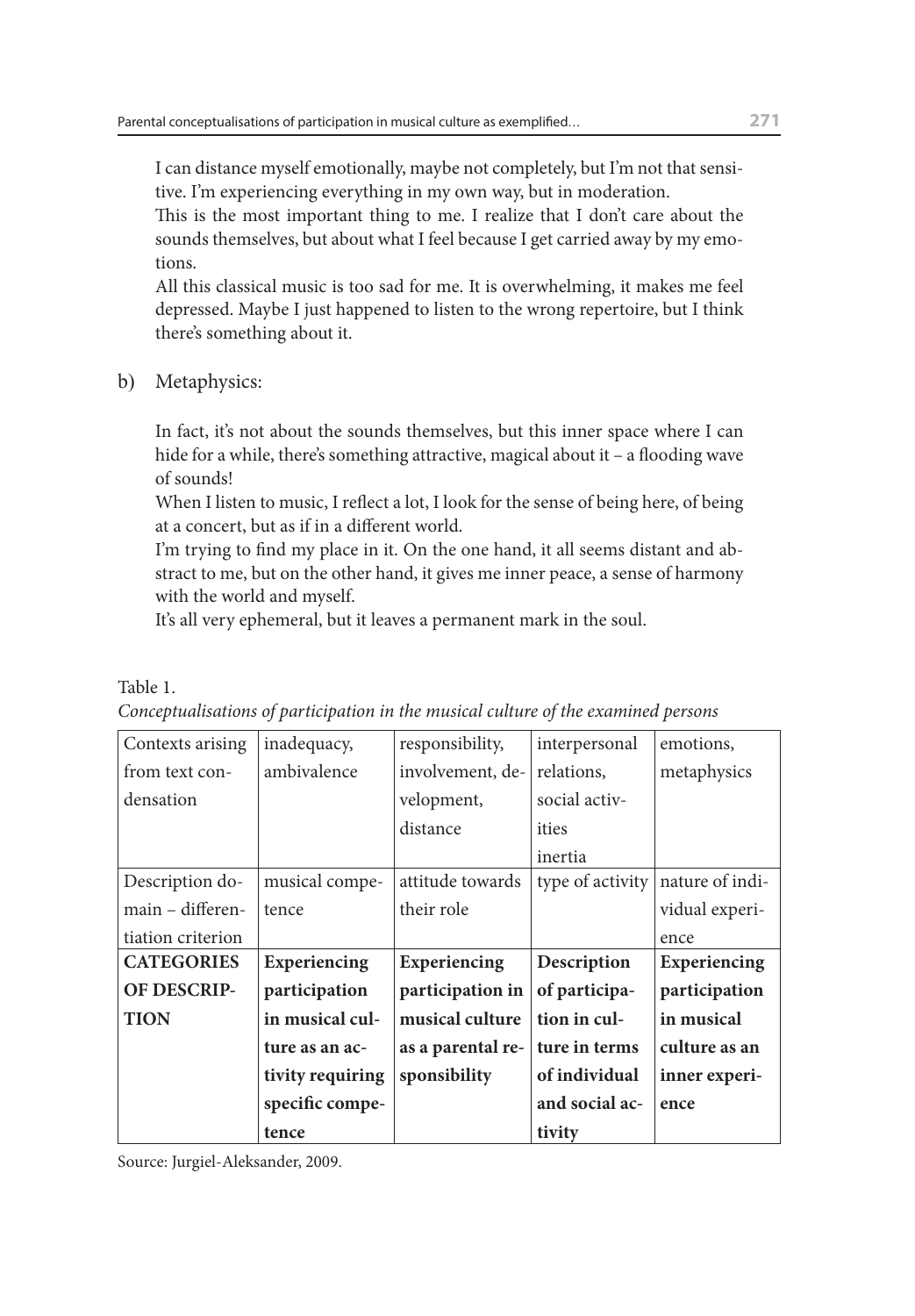I can distance myself emotionally, maybe not completely, but I'm not that sensitive. I'm experiencing everything in my own way, but in moderation.

This is the most important thing to me. I realize that I don't care about the sounds themselves, but about what I feel because I get carried away by my emotions.

All this classical music is too sad for me. It is overwhelming, it makes me feel depressed. Maybe I just happened to listen to the wrong repertoire, but I think there's something about it.

b) Metaphysics:

In fact, it's not about the sounds themselves, but this inner space where I can hide for a while, there's something attractive, magical about it – a flooding wave of sounds!

When I listen to music, I reflect a lot, I look for the sense of being here, of being at a concert, but as if in a different world.

I'm trying to find my place in it. On the one hand, it all seems distant and abstract to me, but on the other hand, it gives me inner peace, a sense of harmony with the world and myself.

It's all very ephemeral, but it leaves a permanent mark in the soul.

Table 1.

*Conceptualisations of participation in the musical culture of the examined persons*

| Contexts arising from text condensation | inadequacy, ambivalence | responsibility, involvement, development, distance | interpersonal relations, social activities inertia | emotions, metaphysics |
|---|---|---|---|---|
| Description domain – differentiation criterion | musical competence | attitude towards their role | type of activity | nature of individual experience |
| **CATEGORIES OF DESCRIPTION** | **Experiencing participation in musical culture as an activity requiring specific competence** | **Experiencing participation in musical culture as a parental responsibility** | **Description of participation in culture in terms of individual and social activity** | **Experiencing participation in musical culture as an inner experience** |

Source: Jurgiel-Aleksander, 2009.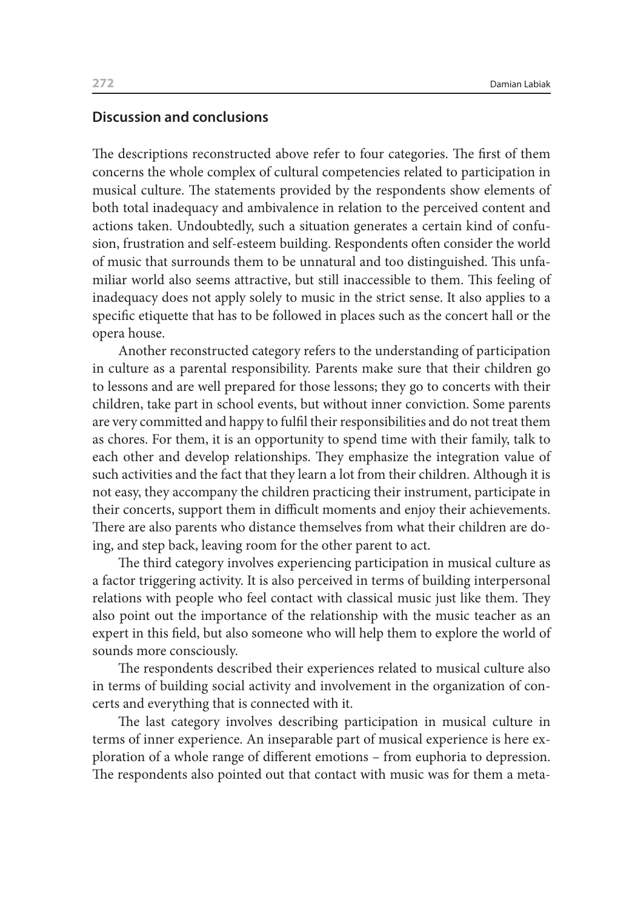## Discussion and conclusions

The descriptions reconstructed above refer to four categories. The first of them concerns the whole complex of cultural competencies related to participation in musical culture. The statements provided by the respondents show elements of both total inadequacy and ambivalence in relation to the perceived content and actions taken. Undoubtedly, such a situation generates a certain kind of confusion, frustration and self-esteem building. Respondents often consider the world of music that surrounds them to be unnatural and too distinguished. This unfamiliar world also seems attractive, but still inaccessible to them. This feeling of inadequacy does not apply solely to music in the strict sense. It also applies to a specific etiquette that has to be followed in places such as the concert hall or the opera house.

Another reconstructed category refers to the understanding of participation in culture as a parental responsibility. Parents make sure that their children go to lessons and are well prepared for those lessons; they go to concerts with their children, take part in school events, but without inner conviction. Some parents are very committed and happy to fulfil their responsibilities and do not treat them as chores. For them, it is an opportunity to spend time with their family, talk to each other and develop relationships. They emphasize the integration value of such activities and the fact that they learn a lot from their children. Although it is not easy, they accompany the children practicing their instrument, participate in their concerts, support them in difficult moments and enjoy their achievements. There are also parents who distance themselves from what their children are doing, and step back, leaving room for the other parent to act.

The third category involves experiencing participation in musical culture as a factor triggering activity. It is also perceived in terms of building interpersonal relations with people who feel contact with classical music just like them. They also point out the importance of the relationship with the music teacher as an expert in this field, but also someone who will help them to explore the world of sounds more consciously.

The respondents described their experiences related to musical culture also in terms of building social activity and involvement in the organization of concerts and everything that is connected with it.

The last category involves describing participation in musical culture in terms of inner experience. An inseparable part of musical experience is here exploration of a whole range of different emotions – from euphoria to depression. The respondents also pointed out that contact with music was for them a meta-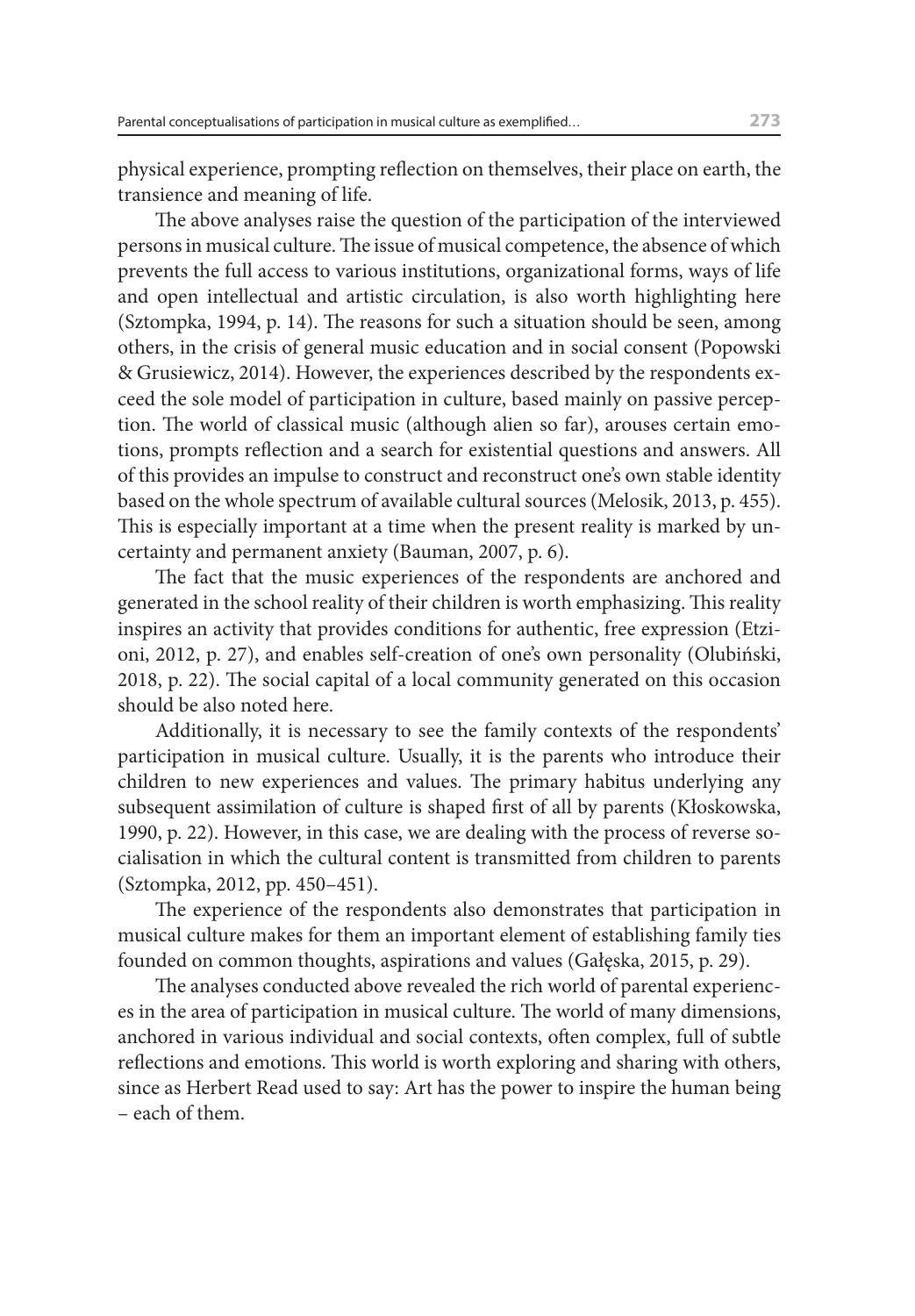physical experience, prompting reflection on themselves, their place on earth, the transience and meaning of life.

The above analyses raise the question of the participation of the interviewed persons in musical culture. The issue of musical competence, the absence of which prevents the full access to various institutions, organizational forms, ways of life and open intellectual and artistic circulation, is also worth highlighting here (Sztompka, 1994, p. 14). The reasons for such a situation should be seen, among others, in the crisis of general music education and in social consent (Popowski & Grusiewicz, 2014). However, the experiences described by the respondents exceed the sole model of participation in culture, based mainly on passive perception. The world of classical music (although alien so far), arouses certain emotions, prompts reflection and a search for existential questions and answers. All of this provides an impulse to construct and reconstruct one's own stable identity based on the whole spectrum of available cultural sources (Melosik, 2013, p. 455). This is especially important at a time when the present reality is marked by uncertainty and permanent anxiety (Bauman, 2007, p. 6).

The fact that the music experiences of the respondents are anchored and generated in the school reality of their children is worth emphasizing. This reality inspires an activity that provides conditions for authentic, free expression (Etzioni, 2012, p. 27), and enables self-creation of one's own personality (Olubiński, 2018, p. 22). The social capital of a local community generated on this occasion should be also noted here.

Additionally, it is necessary to see the family contexts of the respondents' participation in musical culture. Usually, it is the parents who introduce their children to new experiences and values. The primary habitus underlying any subsequent assimilation of culture is shaped first of all by parents (Kłoskowska, 1990, p. 22). However, in this case, we are dealing with the process of reverse socialisation in which the cultural content is transmitted from children to parents (Sztompka, 2012, pp. 450–451).

The experience of the respondents also demonstrates that participation in musical culture makes for them an important element of establishing family ties founded on common thoughts, aspirations and values (Gałęska, 2015, p. 29).

The analyses conducted above revealed the rich world of parental experiences in the area of participation in musical culture. The world of many dimensions, anchored in various individual and social contexts, often complex, full of subtle reflections and emotions. This world is worth exploring and sharing with others, since as Herbert Read used to say: Art has the power to inspire the human being – each of them.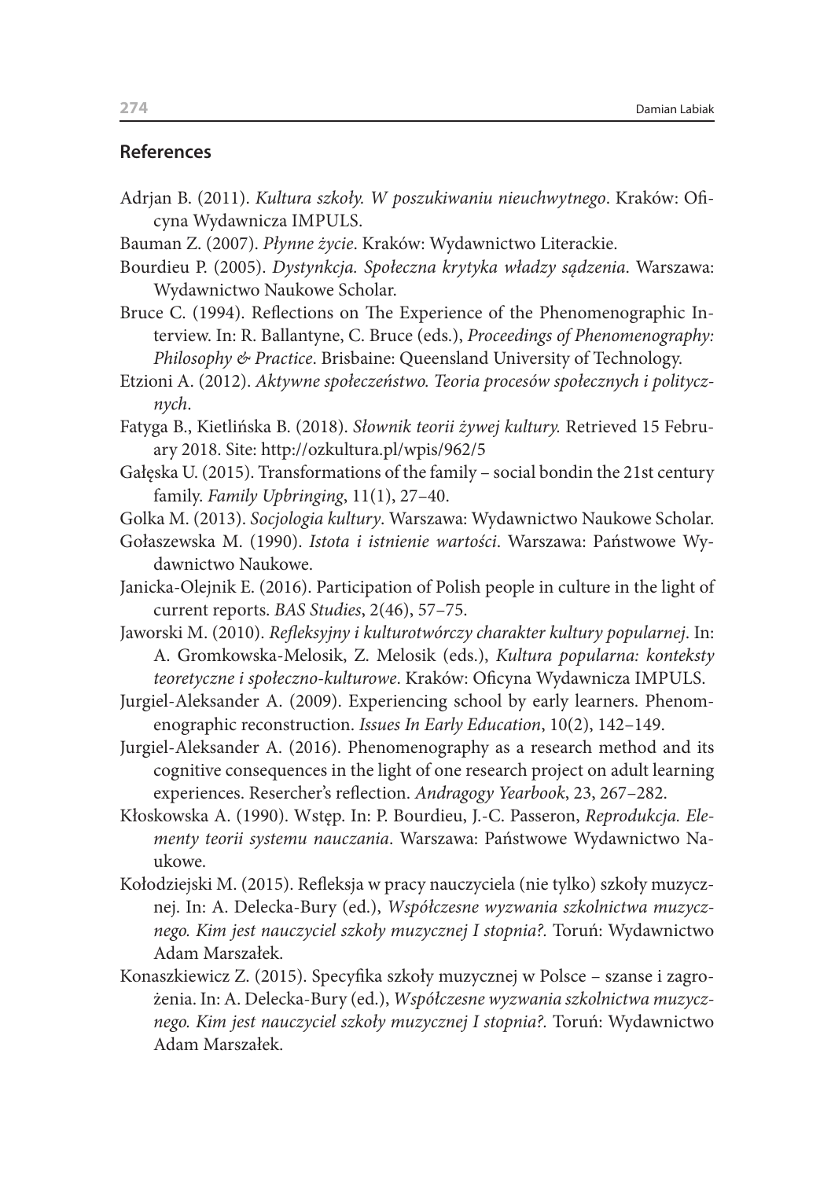## References

Adrjan B. (2011). *Kultura szkoły. W poszukiwaniu nieuchwytnego*. Kraków: Oficyna Wydawnicza IMPULS.

Bauman Z. (2007). *Płynne życie*. Kraków: Wydawnictwo Literackie.

Bourdieu P. (2005). *Dystynkcja. Społeczna krytyka władzy sądzenia*. Warszawa: Wydawnictwo Naukowe Scholar.

Bruce C. (1994). Reflections on The Experience of the Phenomenographic Interview. In: R. Ballantyne, C. Bruce (eds.), *Proceedings of Phenomenography: Philosophy & Practice*. Brisbaine: Queensland University of Technology.

Etzioni A. (2012). *Aktywne społeczeństwo. Teoria procesów społecznych i politycznych*.

Fatyga B., Kietlińska B. (2018). *Słownik teorii żywej kultury.* Retrieved 15 February 2018. Site: http://ozkultura.pl/wpis/962/5

Gałęska U. (2015). Transformations of the family – social bondin the 21st century family. *Family Upbringing*, 11(1), 27–40.

Golka M. (2013). *Socjologia kultury*. Warszawa: Wydawnictwo Naukowe Scholar.

Gołaszewska M. (1990). *Istota i istnienie wartości*. Warszawa: Państwowe Wydawnictwo Naukowe.

Janicka-Olejnik E. (2016). Participation of Polish people in culture in the light of current reports. *BAS Studies*, 2(46), 57–75.

Jaworski M. (2010). *Refleksyjny i kulturotwórczy charakter kultury popularnej*. In: A. Gromkowska-Melosik, Z. Melosik (eds.), *Kultura popularna: konteksty teoretyczne i społeczno-kulturowe*. Kraków: Oficyna Wydawnicza IMPULS.

Jurgiel-Aleksander A. (2009). Experiencing school by early learners. Phenomenographic reconstruction. *Issues In Early Education*, 10(2), 142–149.

Jurgiel-Aleksander A. (2016). Phenomenography as a research method and its cognitive consequences in the light of one research project on adult learning experiences. Resercher's reflection. *Andragogy Yearbook*, 23, 267–282.

Kłoskowska A. (1990). Wstęp. In: P. Bourdieu, J.-C. Passeron, *Reprodukcja. Elementy teorii systemu nauczania*. Warszawa: Państwowe Wydawnictwo Naukowe.

Kołodziejski M. (2015). Refleksja w pracy nauczyciela (nie tylko) szkoły muzycznej. In: A. Delecka-Bury (ed.), *Współczesne wyzwania szkolnictwa muzycznego. Kim jest nauczyciel szkoły muzycznej I stopnia?.* Toruń: Wydawnictwo Adam Marszałek.

Konaszkiewicz Z. (2015). Specyfika szkoły muzycznej w Polsce – szanse i zagrożenia. In: A. Delecka-Bury (ed.), *Współczesne wyzwania szkolnictwa muzycznego. Kim jest nauczyciel szkoły muzycznej I stopnia?.* Toruń: Wydawnictwo Adam Marszałek.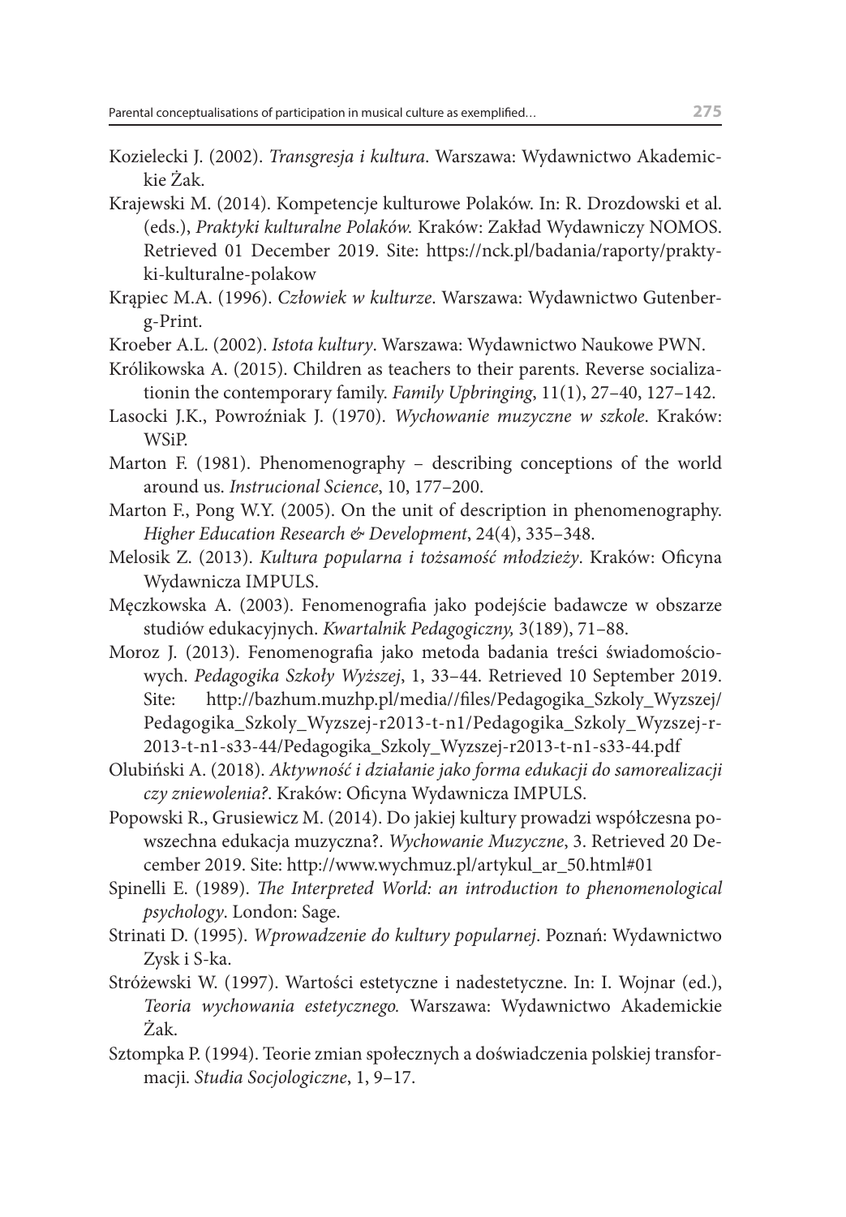Kozielecki J. (2002). *Transgresja i kultura*. Warszawa: Wydawnictwo Akademickie Żak.

Krajewski M. (2014). Kompetencje kulturowe Polaków. In: R. Drozdowski et al. (eds.), *Praktyki kulturalne Polaków.* Kraków: Zakład Wydawniczy NOMOS. Retrieved 01 December 2019. Site: https://nck.pl/badania/raporty/praktyki-kulturalne-polakow

Krąpiec M.A. (1996). *Człowiek w kulturze*. Warszawa: Wydawnictwo Gutenberg-Print.

Kroeber A.L. (2002). *Istota kultury*. Warszawa: Wydawnictwo Naukowe PWN.

Królikowska A. (2015). Children as teachers to their parents. Reverse socializationin the contemporary family. *Family Upbringing*, 11(1), 27–40, 127–142.

Lasocki J.K., Powroźniak J. (1970). *Wychowanie muzyczne w szkole*. Kraków: WSiP.

Marton F. (1981). Phenomenography – describing conceptions of the world around us. *Instrucional Science*, 10, 177–200.

Marton F., Pong W.Y. (2005). On the unit of description in phenomenography. *Higher Education Research & Development*, 24(4), 335–348.

Melosik Z. (2013). *Kultura popularna i tożsamość młodzieży*. Kraków: Oficyna Wydawnicza IMPULS.

Męczkowska A. (2003). Fenomenografia jako podejście badawcze w obszarze studiów edukacyjnych. *Kwartalnik Pedagogiczny,* 3(189), 71–88.

Moroz J. (2013). Fenomenografia jako metoda badania treści świadomościowych. *Pedagogika Szkoły Wyższej*, 1, 33–44. Retrieved 10 September 2019. Site: http://bazhum.muzhp.pl/media//files/Pedagogika_Szkoly_Wyzszej/Pedagogika_Szkoly_Wyzszej-r2013-t-n1/Pedagogika_Szkoly_Wyzszej-r-2013-t-n1-s33-44/Pedagogika_Szkoly_Wyzszej-r2013-t-n1-s33-44.pdf

Olubiński A. (2018). *Aktywność i działanie jako forma edukacji do samorealizacji czy zniewolenia?*. Kraków: Oficyna Wydawnicza IMPULS.

Popowski R., Grusiewicz M. (2014). Do jakiej kultury prowadzi współczesna powszechna edukacja muzyczna?. *Wychowanie Muzyczne*, 3. Retrieved 20 December 2019. Site: http://www.wychmuz.pl/artykul_ar_50.html#01

Spinelli E. (1989). *The Interpreted World: an introduction to phenomenological psychology*. London: Sage.

Strinati D. (1995). *Wprowadzenie do kultury popularnej*. Poznań: Wydawnictwo Zysk i S-ka.

Stróżewski W. (1997). Wartości estetyczne i nadestetyczne. In: I. Wojnar (ed.), *Teoria wychowania estetycznego.* Warszawa: Wydawnictwo Akademickie Żak.

Sztompka P. (1994). Teorie zmian społecznych a doświadczenia polskiej transformacji. *Studia Socjologiczne*, 1, 9–17.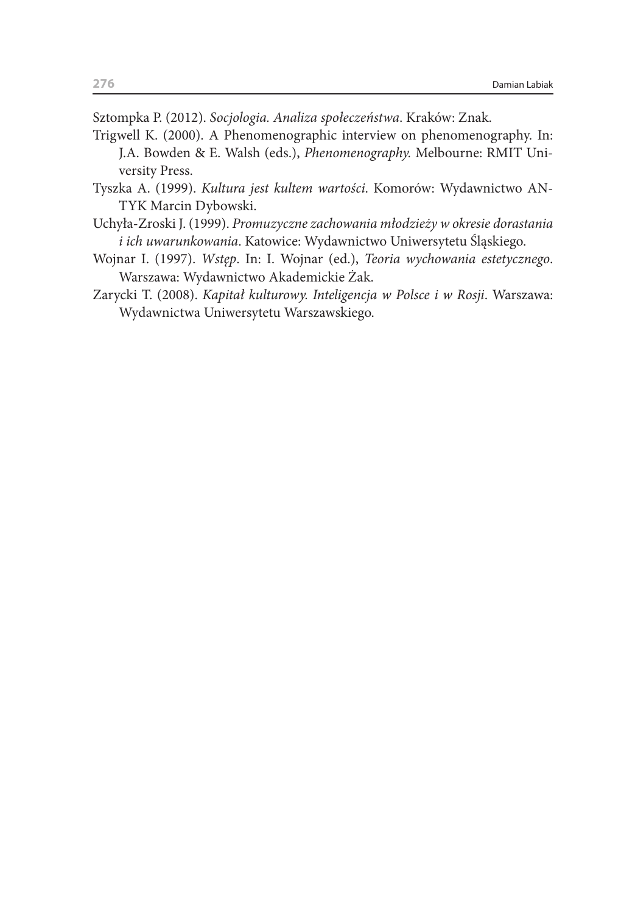Sztompka P. (2012). *Socjologia. Analiza społeczeństwa*. Kraków: Znak.

Trigwell K. (2000). A Phenomenographic interview on phenomenography. In: J.A. Bowden & E. Walsh (eds.), *Phenomenography.* Melbourne: RMIT University Press.

Tyszka A. (1999). *Kultura jest kultem wartości*. Komorów: Wydawnictwo ANTYK Marcin Dybowski.

Uchyła-Zroski J. (1999). *Promuzyczne zachowania młodzieży w okresie dorastania i ich uwarunkowania*. Katowice: Wydawnictwo Uniwersytetu Śląskiego.

Wojnar I. (1997). *Wstęp*. In: I. Wojnar (ed.), *Teoria wychowania estetycznego*. Warszawa: Wydawnictwo Akademickie Żak.

Zarycki T. (2008). *Kapitał kulturowy. Inteligencja w Polsce i w Rosji*. Warszawa: Wydawnictwa Uniwersytetu Warszawskiego.